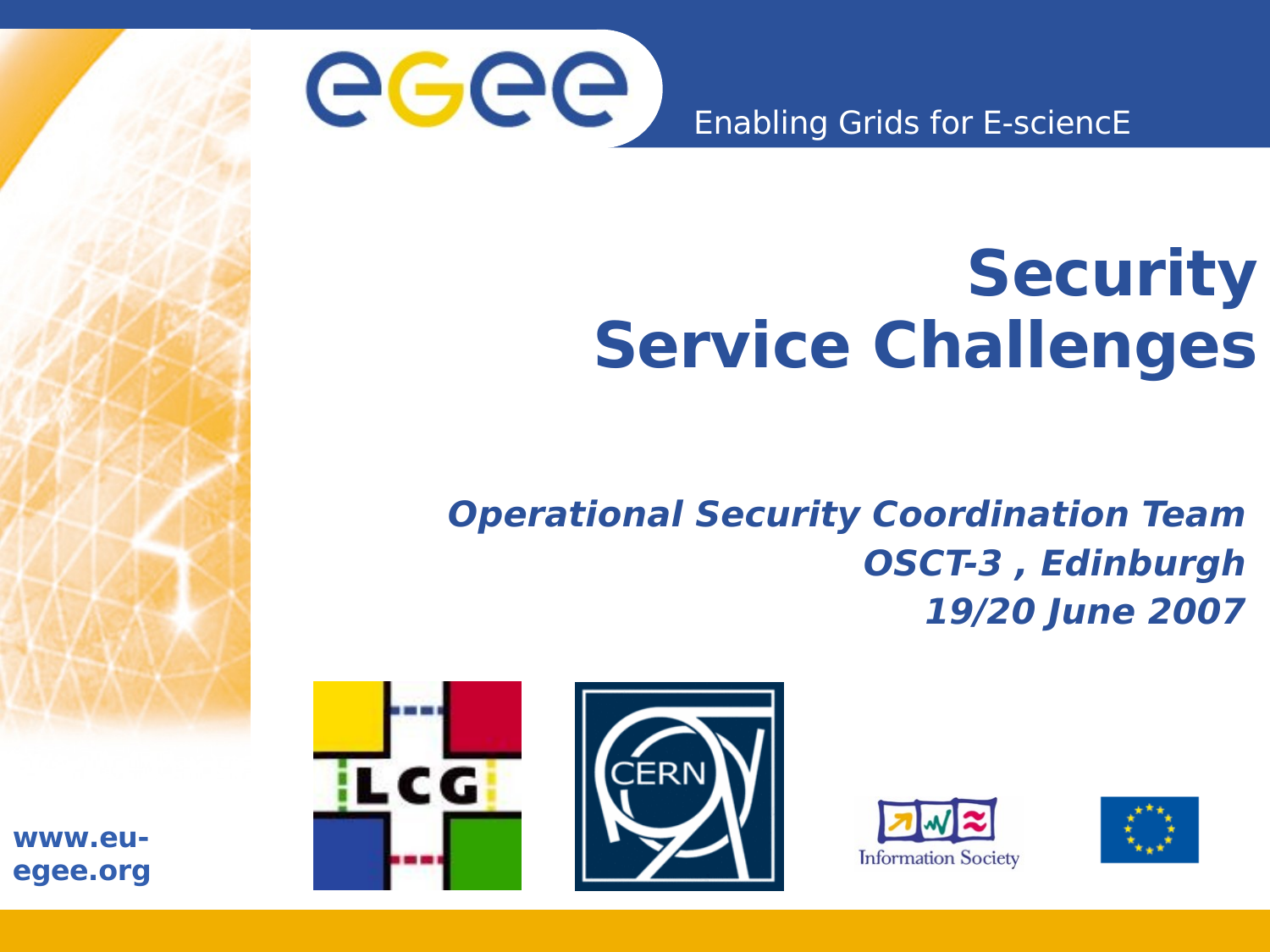Enabling Grids for E-sciencE

# Security Service Challenges

***Operational Security Coordination Team***
***OSCT-3 , Edinburgh***
***19/20 June 2007***

**www.eu-egee.org**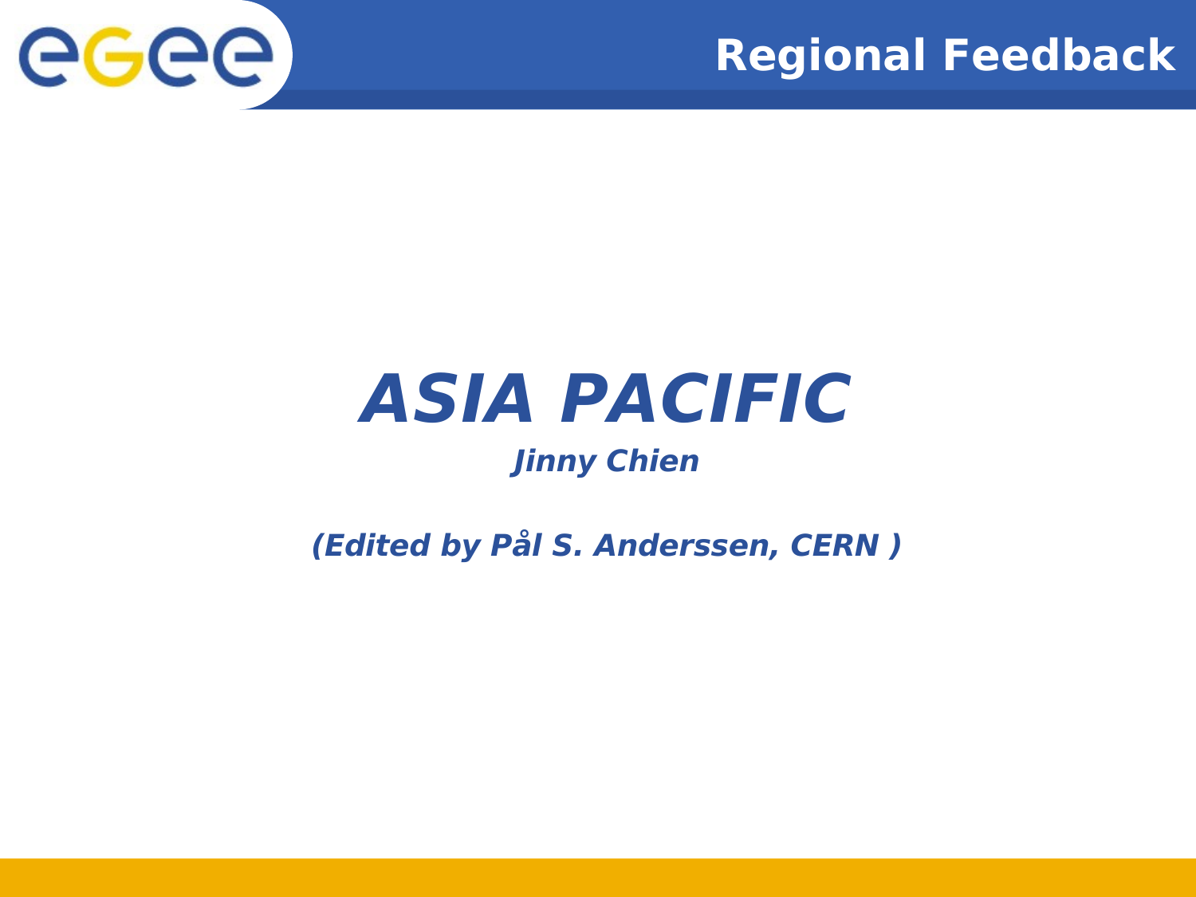# ASIA PACIFIC

***Jinny Chien***

***(Edited by Pål S. Anderssen, CERN )***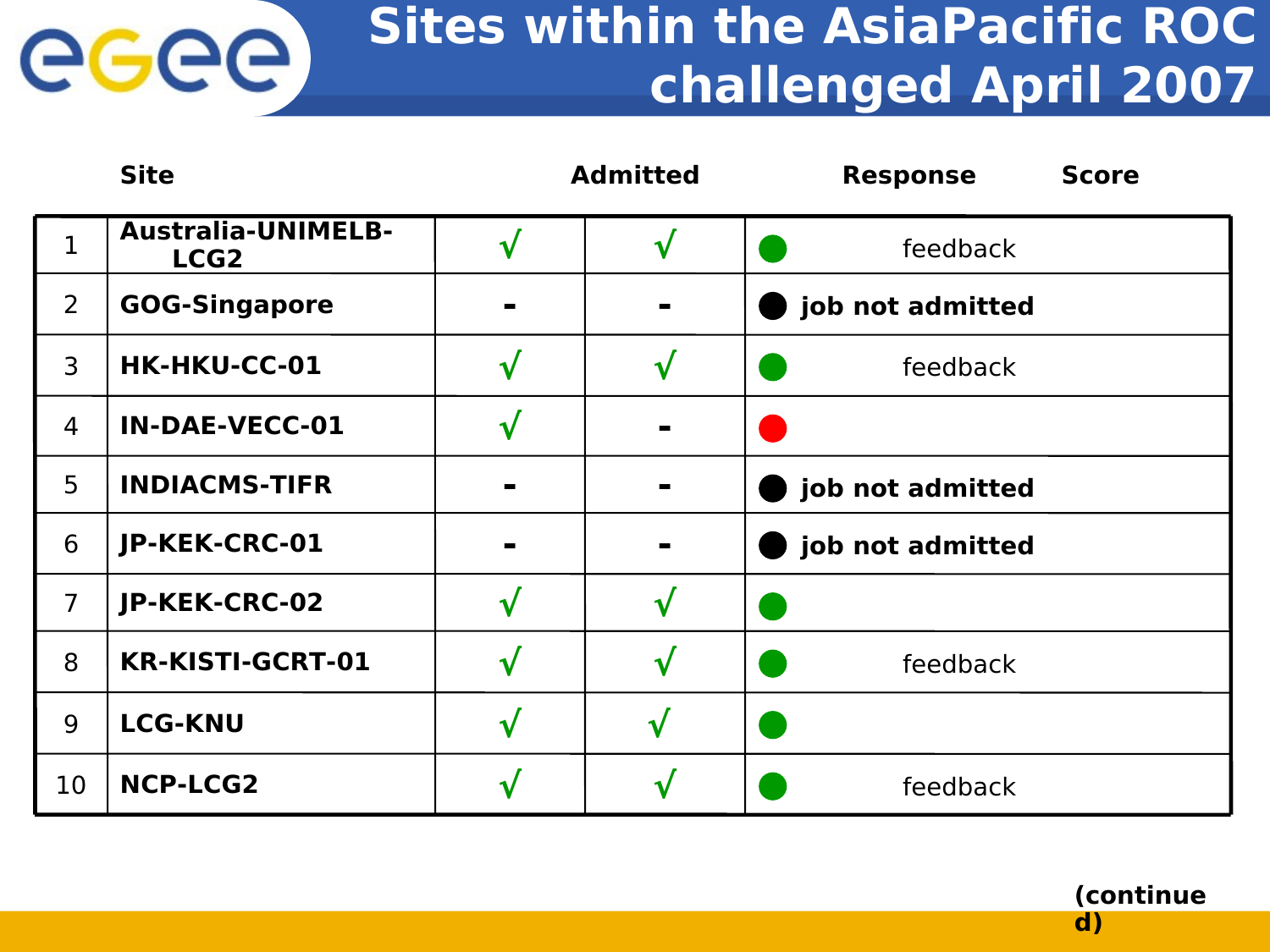# Sites within the AsiaPacific ROC challenged April 2007

| | Site | Admitted | Response | Score |
|---|---|---|---|---|
| 1 | **Australia-UNIMELB-LCG2** | √ | √ | ● feedback |
| 2 | **GOG-Singapore** | - | - | ● **job not admitted** |
| 3 | **HK-HKU-CC-01** | √ | √ | ● feedback |
| 4 | **IN-DAE-VECC-01** | √ | - | ● |
| 5 | **INDIACMS-TIFR** | - | - | ● **job not admitted** |
| 6 | **JP-KEK-CRC-01** | - | - | ● **job not admitted** |
| 7 | **JP-KEK-CRC-02** | √ | √ | ● |
| 8 | **KR-KISTI-GCRT-01** | √ | √ | ● feedback |
| 9 | **LCG-KNU** | √ | √ | ● |
| 10 | **NCP-LCG2** | √ | √ | ● feedback |

**(continued)**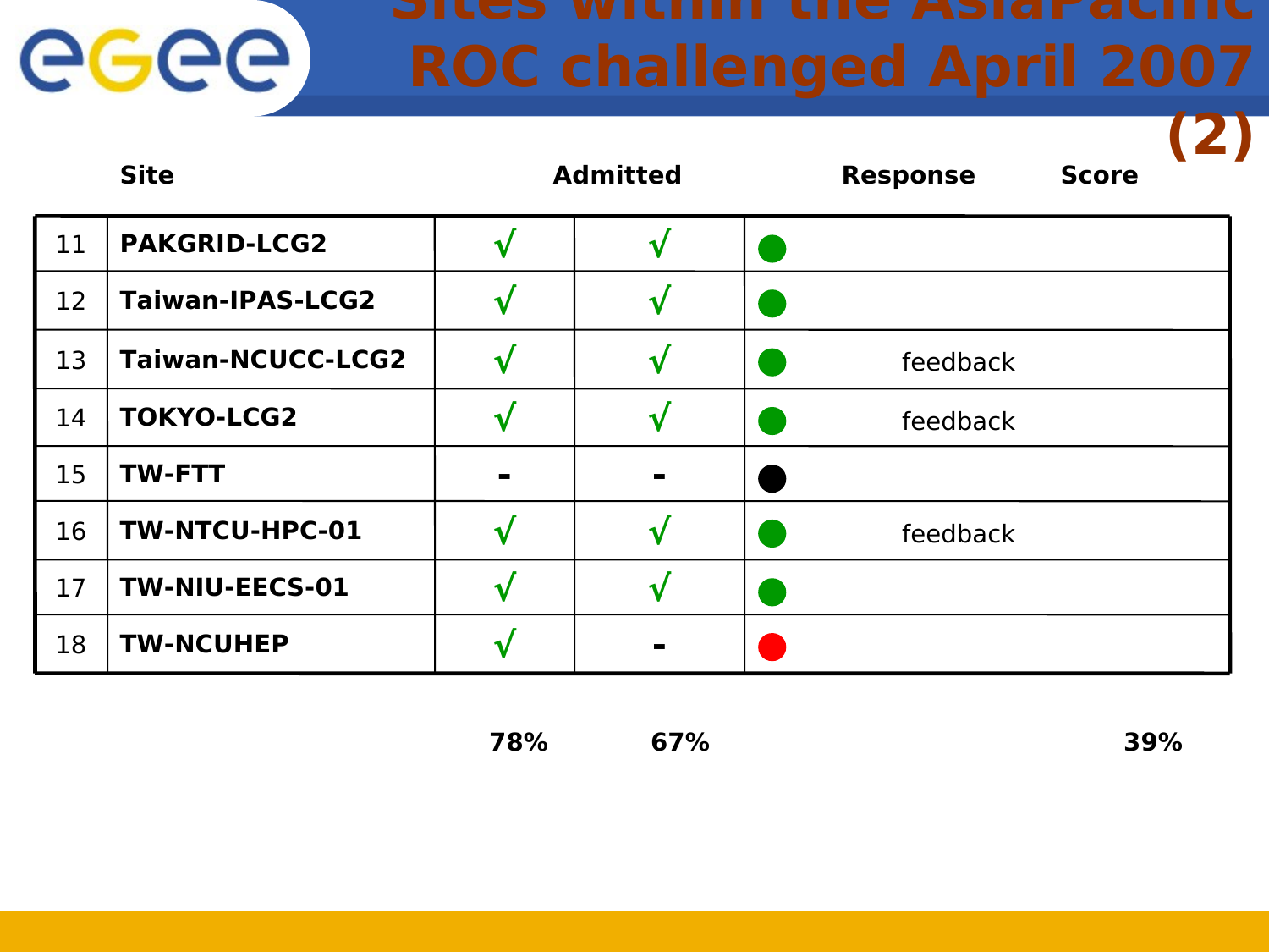# Sites within the AsiaPacific ROC challenged April 2007 (2)

| | Site | Admitted | | Response | Score |
|---|---|---|---|---|---|
| 11 | PAKGRID-LCG2 | √ | √ | 🟢 | |
| 12 | Taiwan-IPAS-LCG2 | √ | √ | 🟢 | |
| 13 | Taiwan-NCUCC-LCG2 | √ | √ | 🟢 | feedback |
| 14 | TOKYO-LCG2 | √ | √ | 🟢 | feedback |
| 15 | TW-FTT | - | - | ⚫ | |
| 16 | TW-NTCU-HPC-01 | √ | √ | 🟢 | feedback |
| 17 | TW-NIU-EECS-01 | √ | √ | 🟢 | |
| 18 | TW-NCUHEP | √ | - | 🔴 | |
| | | **78%** | **67%** | | **39%** |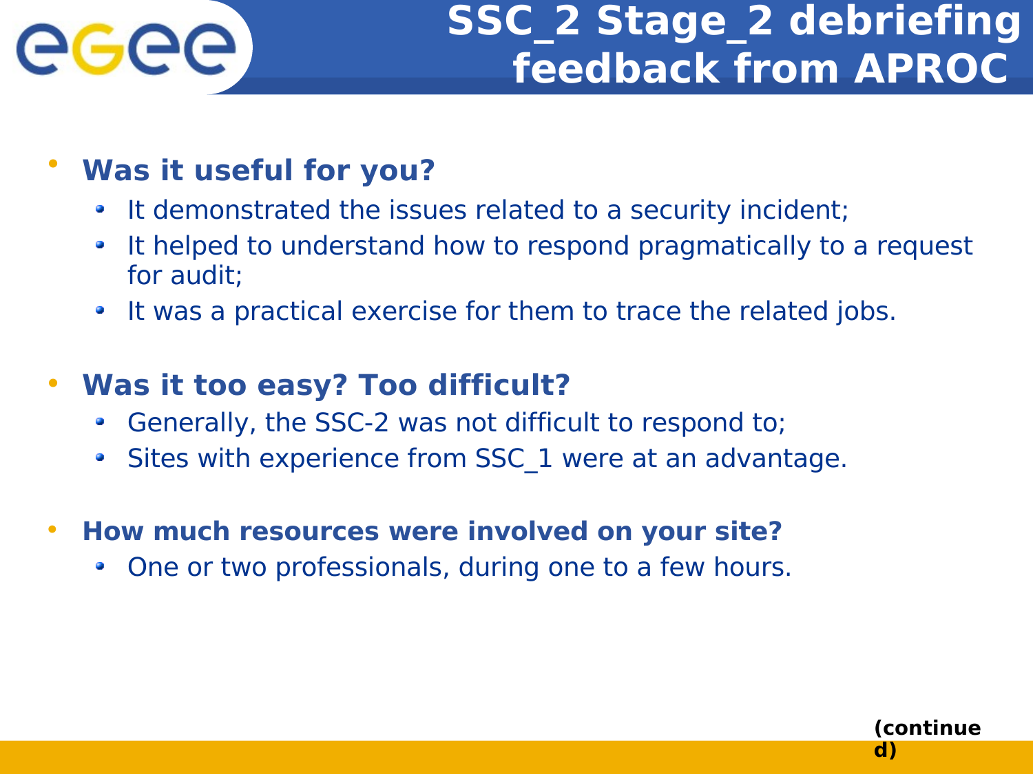# SSC_2 Stage_2 debriefing feedback from APROC

- **Was it useful for you?**
  - It demonstrated the issues related to a security incident;
  - It helped to understand how to respond pragmatically to a request for audit;
  - It was a practical exercise for them to trace the related jobs.
- **Was it too easy? Too difficult?**
  - Generally, the SSC-2 was not difficult to respond to;
  - Sites with experience from SSC_1 were at an advantage.
- **How much resources were involved on your site?**
  - One or two professionals, during one to a few hours.

**(continued)**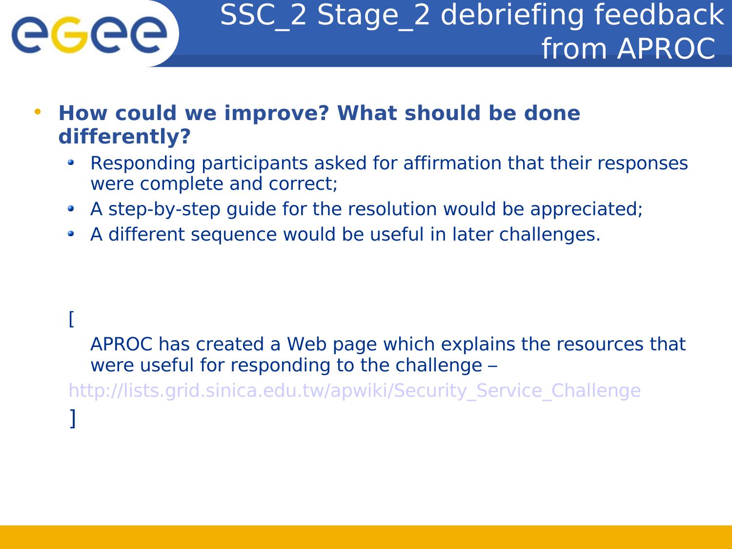# SSC_2 Stage_2 debriefing feedback from APROC

- **How could we improve? What should be done differently?**
  - Responding participants asked for affirmation that their responses were complete and correct;
  - A step-by-step guide for the resolution would be appreciated;
  - A different sequence would be useful in later challenges.

[

APROC has created a Web page which explains the resources that were useful for responding to the challenge –

http://lists.grid.sinica.edu.tw/apwiki/Security_Service_Challenge

]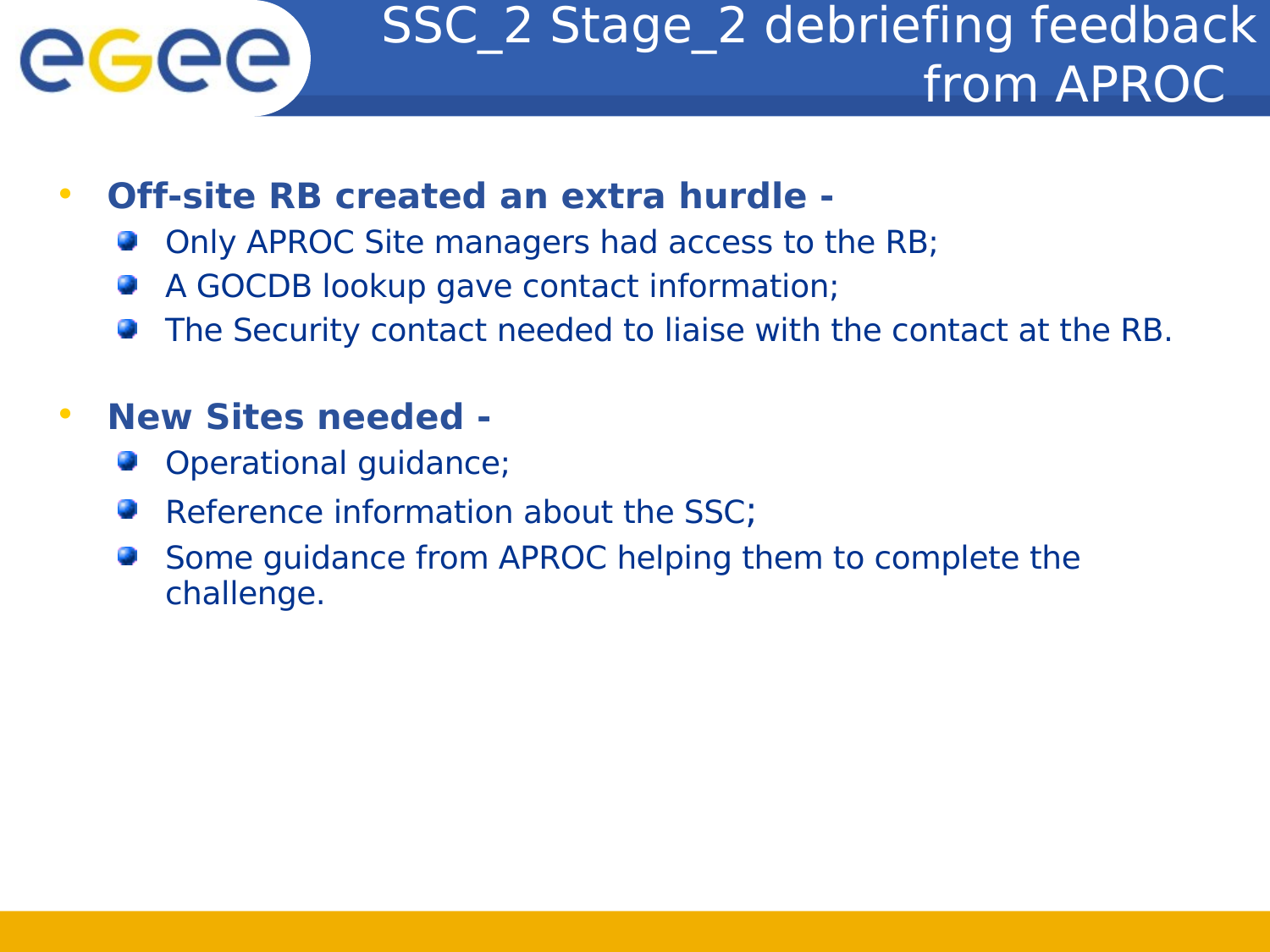# SSC_2 Stage_2 debriefing feedback from APROC

- **Off-site RB created an extra hurdle -**
  - Only APROC Site managers had access to the RB;
  - A GOCDB lookup gave contact information;
  - The Security contact needed to liaise with the contact at the RB.

- **New Sites needed -**
  - Operational guidance;
  - Reference information about the SSC;
  - Some guidance from APROC helping them to complete the challenge.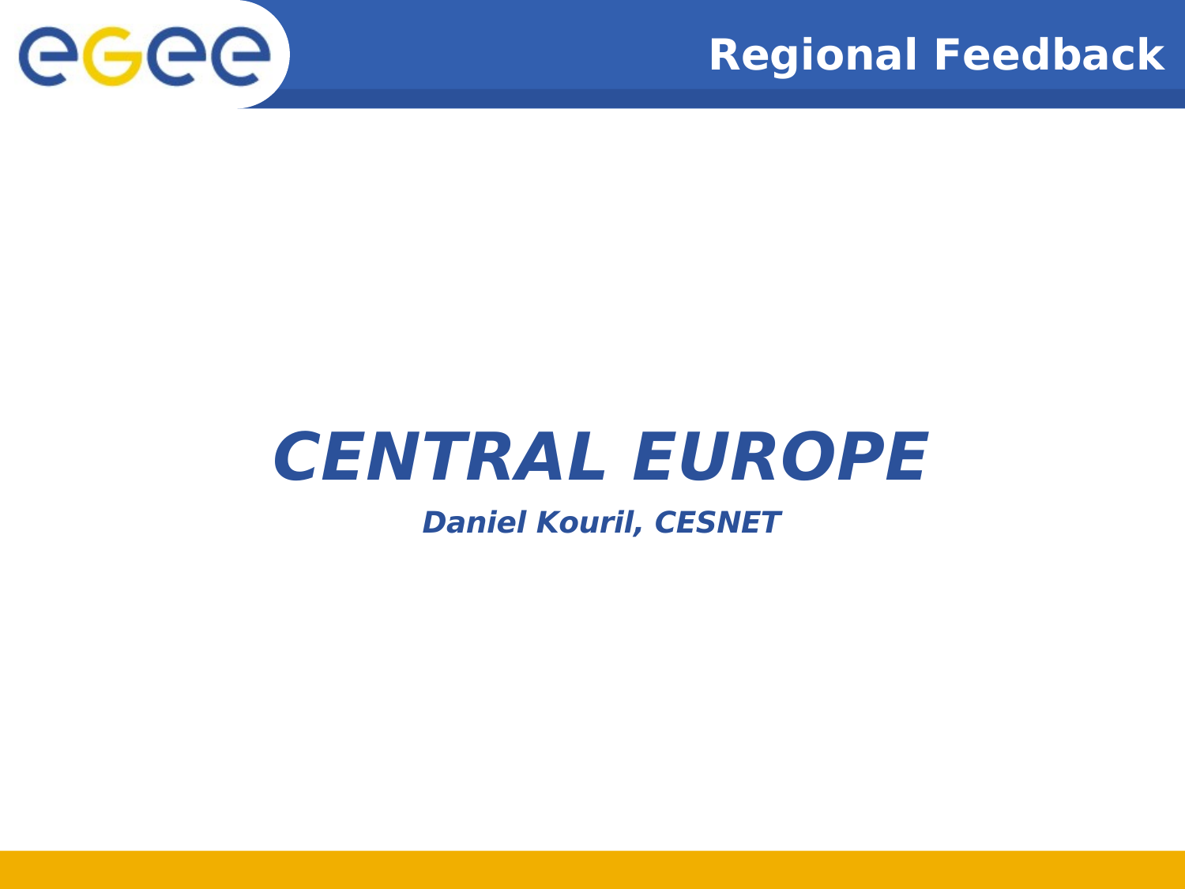# CENTRAL EUROPE

***Daniel Kouril, CESNET***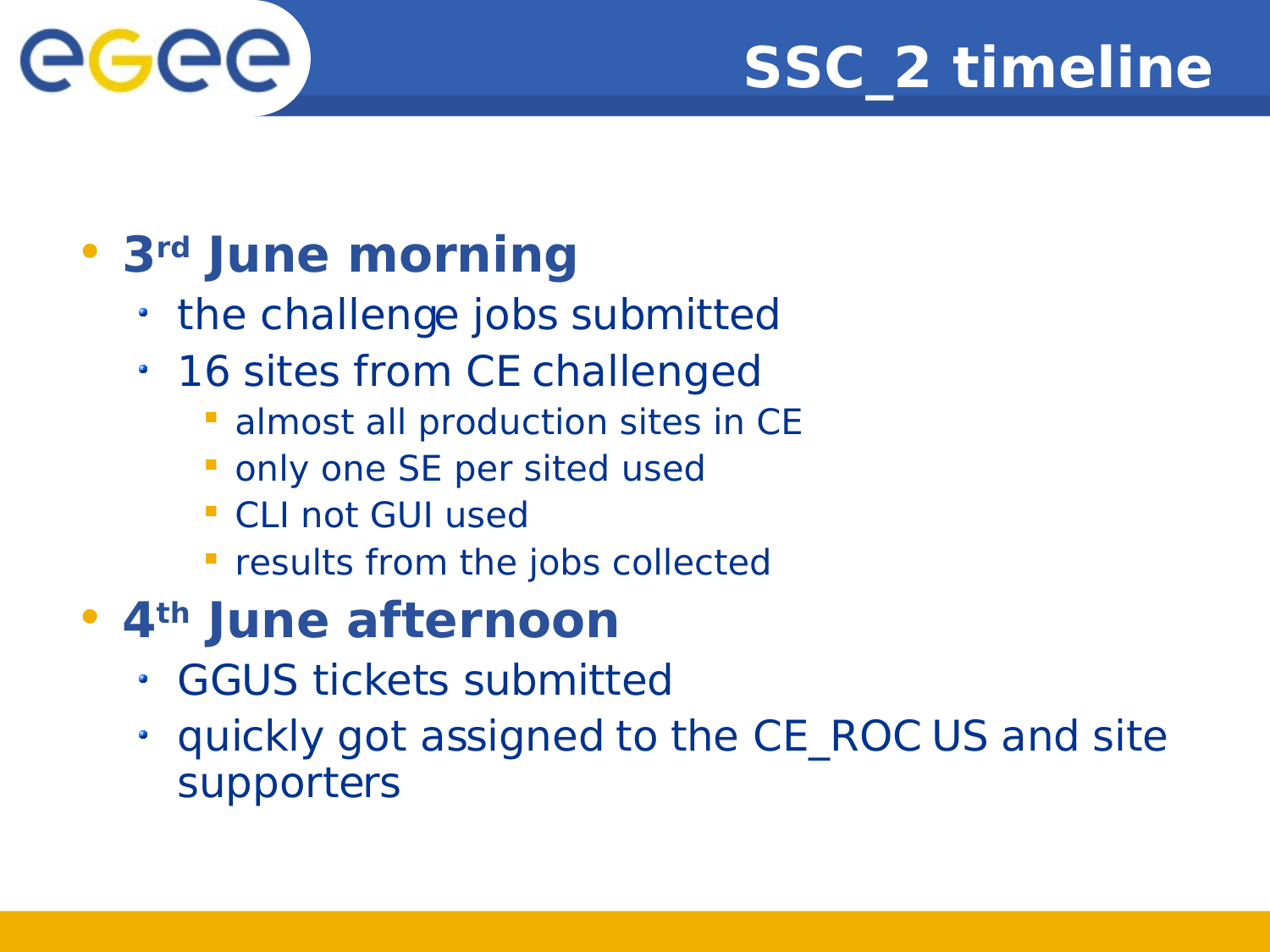# SSC_2 timeline

- **3rd June morning**
  - the challenge jobs submitted
  - 16 sites from CE challenged
    - almost all production sites in CE
    - only one SE per sited used
    - CLI not GUI used
    - results from the jobs collected
- **4th June afternoon**
  - GGUS tickets submitted
  - quickly got assigned to the CE_ROC US and site supporters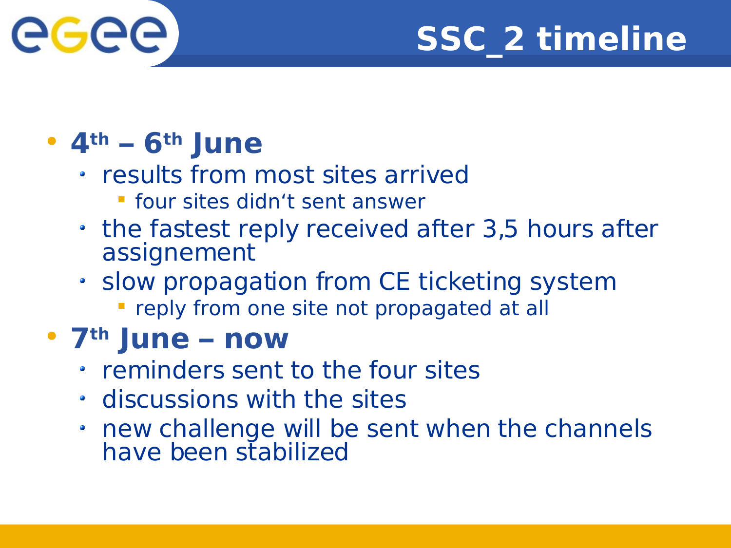# SSC_2 timeline

- **4th – 6th June**
  - results from most sites arrived
    - four sites didn‘t sent answer
  - the fastest reply received after 3,5 hours after assignement
  - slow propagation from CE ticketing system
    - reply from one site not propagated at all
- **7th June – now**
  - reminders sent to the four sites
  - discussions with the sites
  - new challenge will be sent when the channels have been stabilized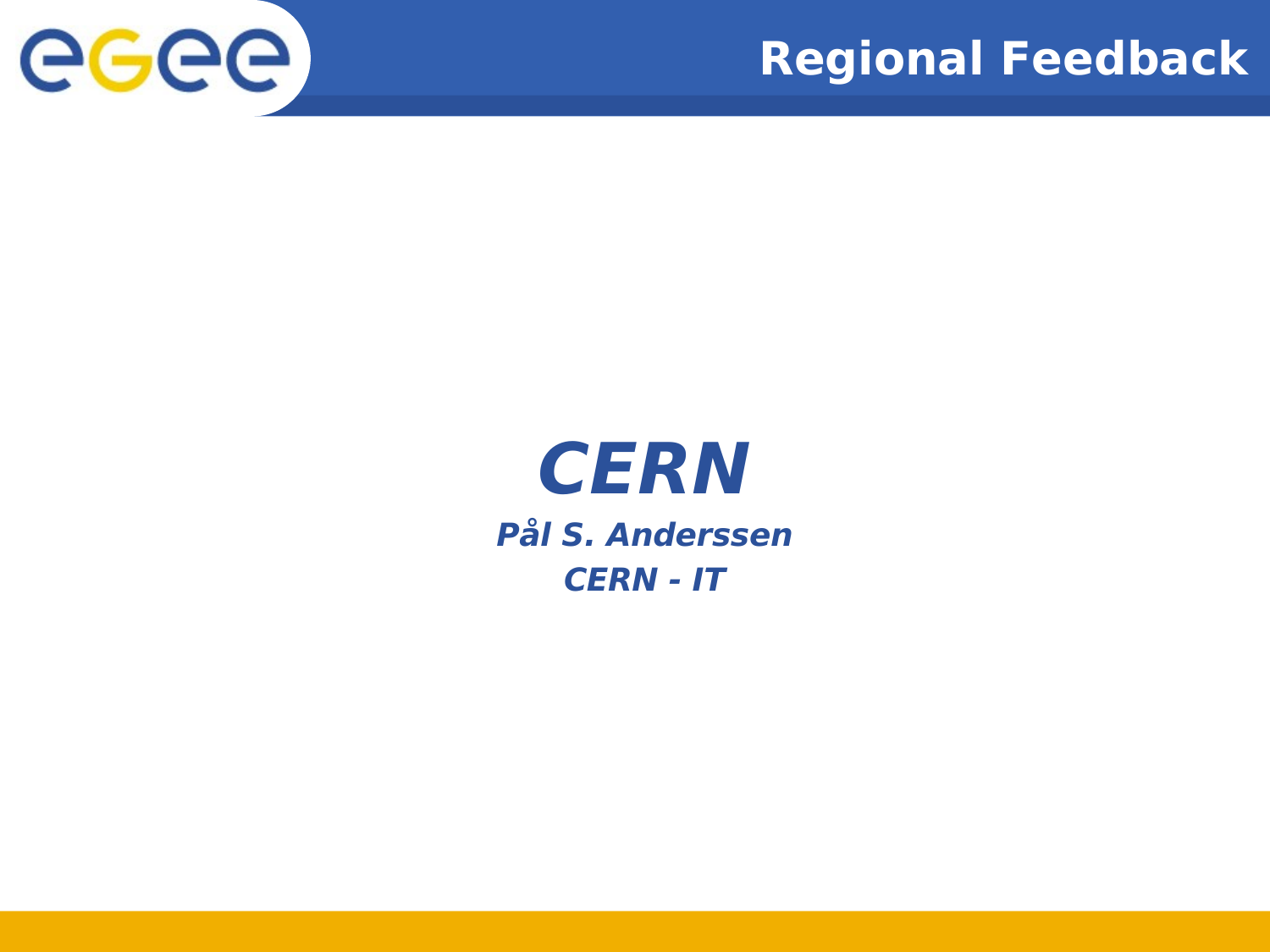# Regional Feedback

## *CERN*

***Pål S. Anderssen***

***CERN - IT***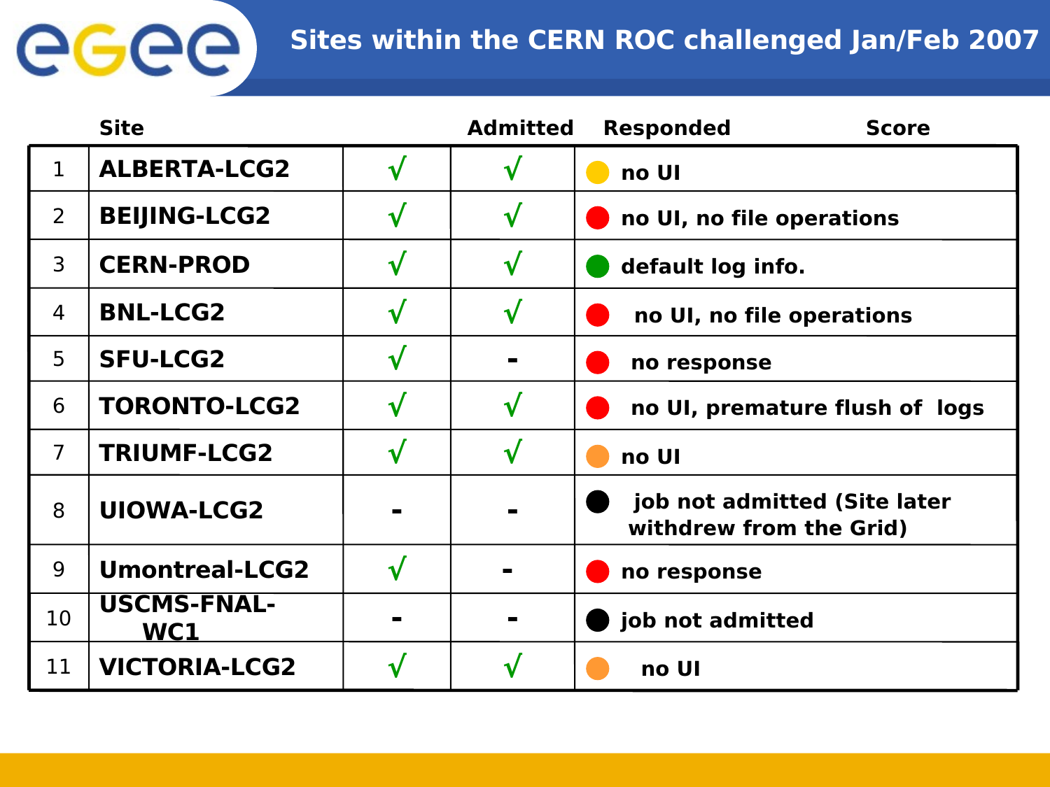# Sites within the CERN ROC challenged Jan/Feb 2007

| | Site | Admitted | Responded | Score |
|---|---|---|---|---|
| 1 | ALBERTA-LCG2 | √ | √ | 🟡 no UI |
| 2 | BEIJING-LCG2 | √ | √ | 🔴 no UI, no file operations |
| 3 | CERN-PROD | √ | √ | 🟢 default log info. |
| 4 | BNL-LCG2 | √ | √ | 🔴 no UI, no file operations |
| 5 | SFU-LCG2 | √ | - | 🔴 no response |
| 6 | TORONTO-LCG2 | √ | √ | 🔴 no UI, premature flush of logs |
| 7 | TRIUMF-LCG2 | √ | √ | 🟠 no UI |
| 8 | UIOWA-LCG2 | - | - | ⚫ job not admitted (Site later withdrew from the Grid) |
| 9 | Umontreal-LCG2 | √ | - | 🔴 no response |
| 10 | USCMS-FNAL-WC1 | - | - | ⚫ job not admitted |
| 11 | VICTORIA-LCG2 | √ | √ | 🟠 no UI |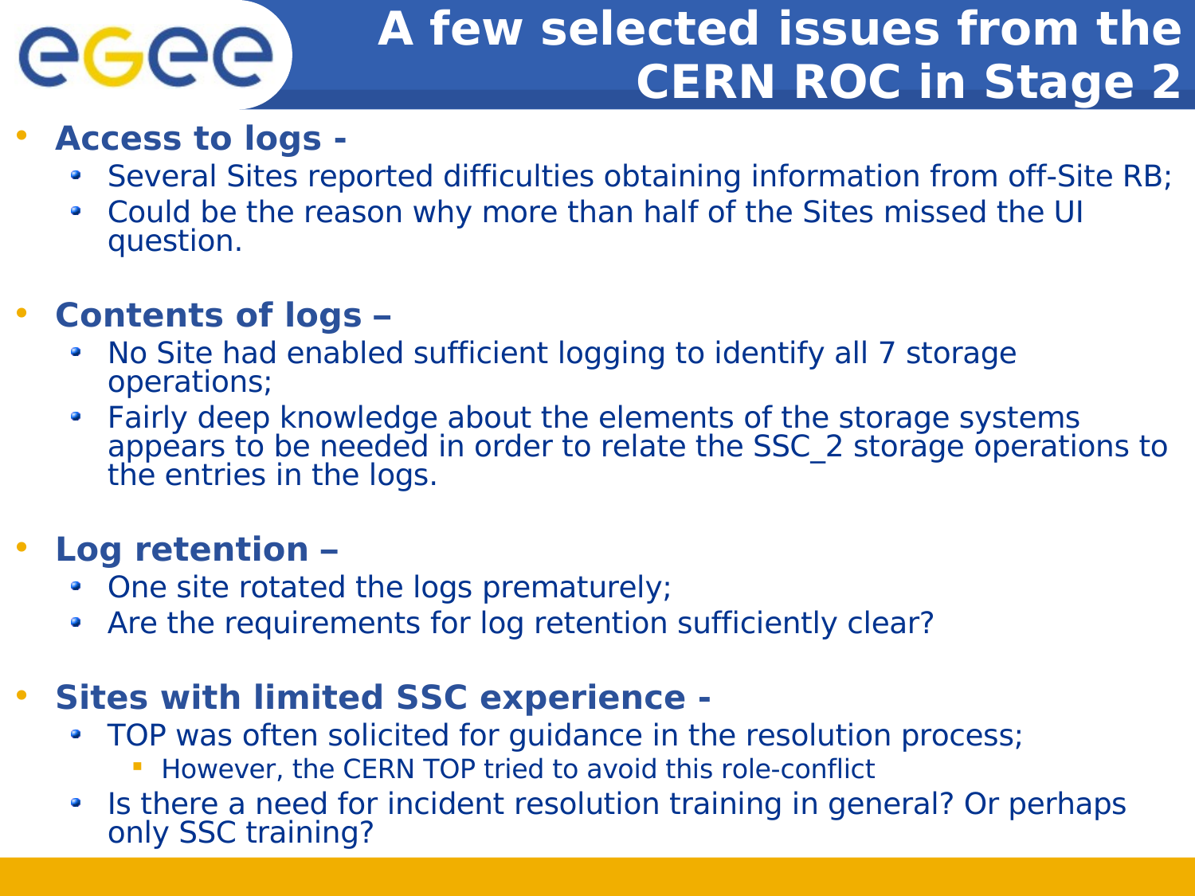# A few selected issues from the CERN ROC in Stage 2

- **Access to logs -**
  - Several Sites reported difficulties obtaining information from off-Site RB;
  - Could be the reason why more than half of the Sites missed the UI question.

- **Contents of logs –**
  - No Site had enabled sufficient logging to identify all 7 storage operations;
  - Fairly deep knowledge about the elements of the storage systems appears to be needed in order to relate the SSC_2 storage operations to the entries in the logs.

- **Log retention –**
  - One site rotated the logs prematurely;
  - Are the requirements for log retention sufficiently clear?

- **Sites with limited SSC experience -**
  - TOP was often solicited for guidance in the resolution process;
    - However, the CERN TOP tried to avoid this role-conflict
  - Is there a need for incident resolution training in general? Or perhaps only SSC training?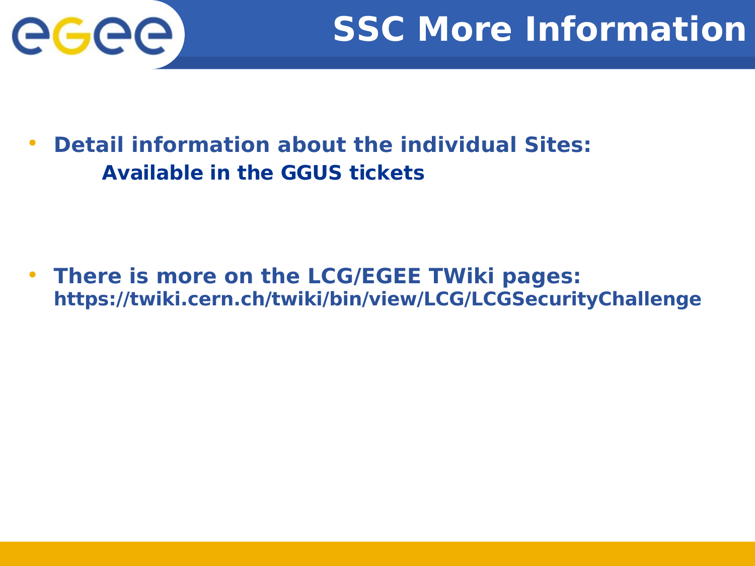# SSC More Information

- **Detail information about the individual Sites:**
  **Available in the GGUS tickets**

- **There is more on the LCG/EGEE TWiki pages:**
  **https://twiki.cern.ch/twiki/bin/view/LCG/LCGSecurityChallenge**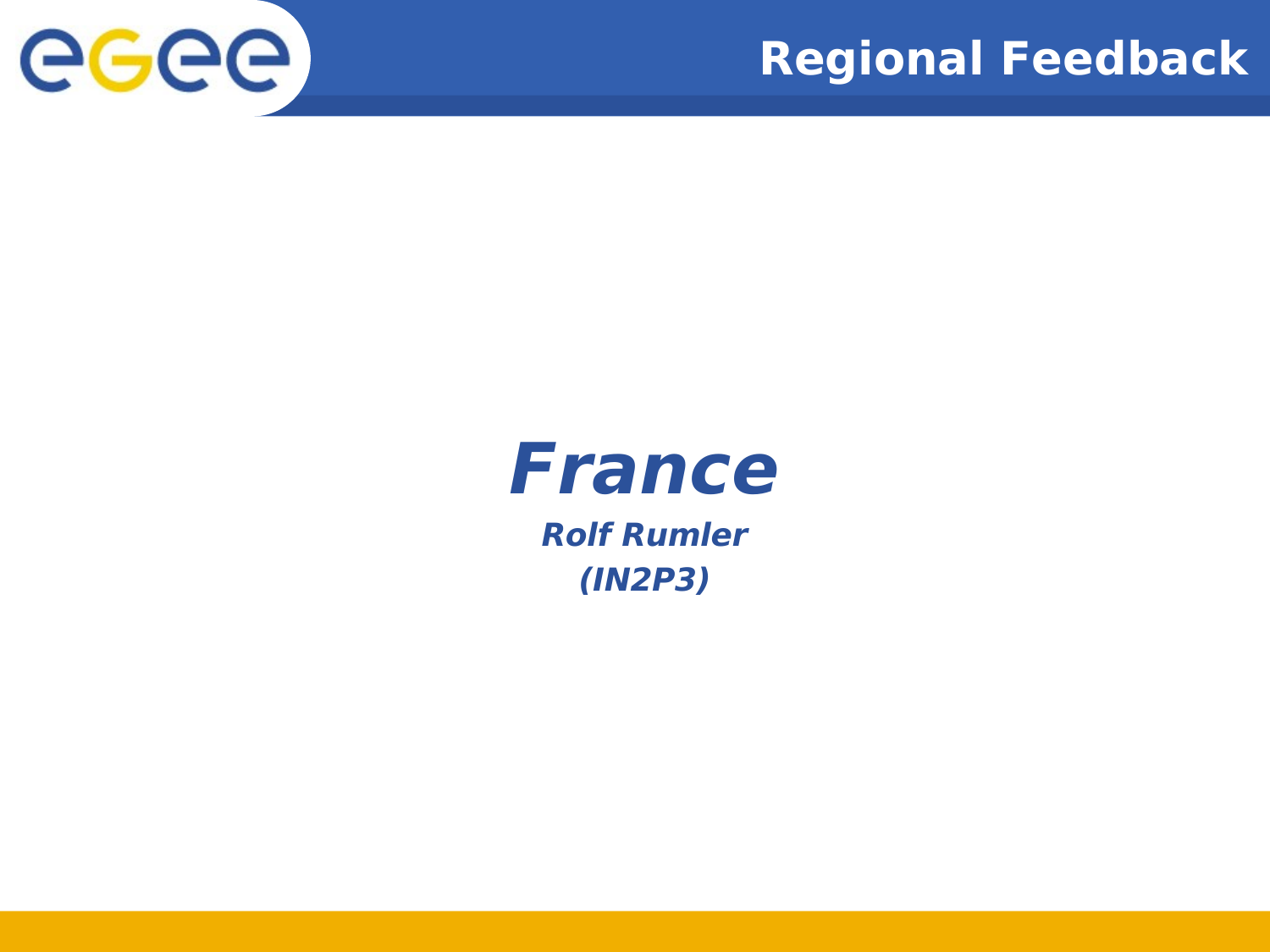# *France*

***Rolf Rumler***

***(IN2P3)***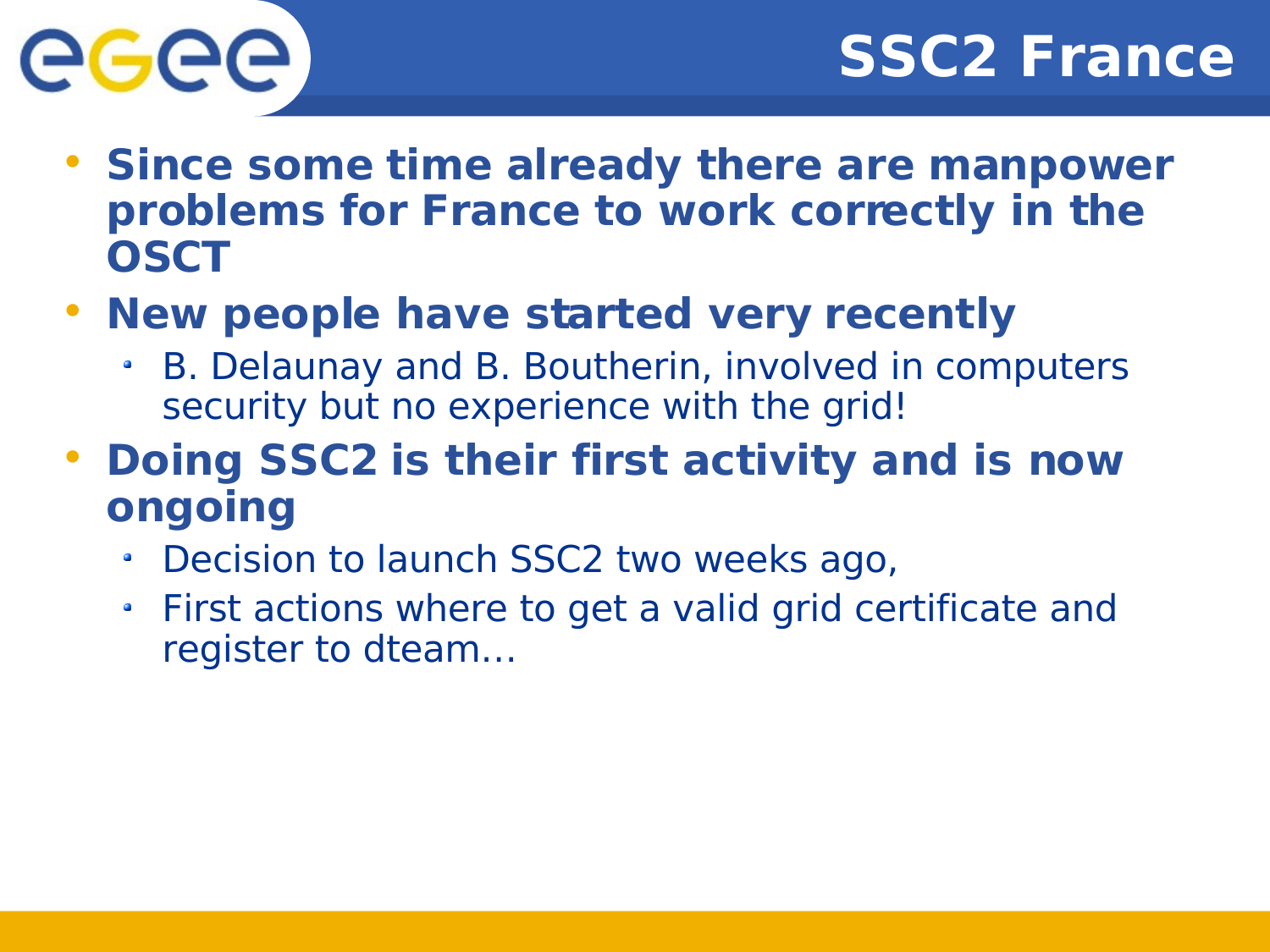# SSC2 France

- **Since some time already there are manpower problems for France to work correctly in the OSCT**
- **New people have started very recently**
  - B. Delaunay and B. Boutherin, involved in computers security but no experience with the grid!
- **Doing SSC2 is their first activity and is now ongoing**
  - Decision to launch SSC2 two weeks ago,
  - First actions where to get a valid grid certificate and register to dteam…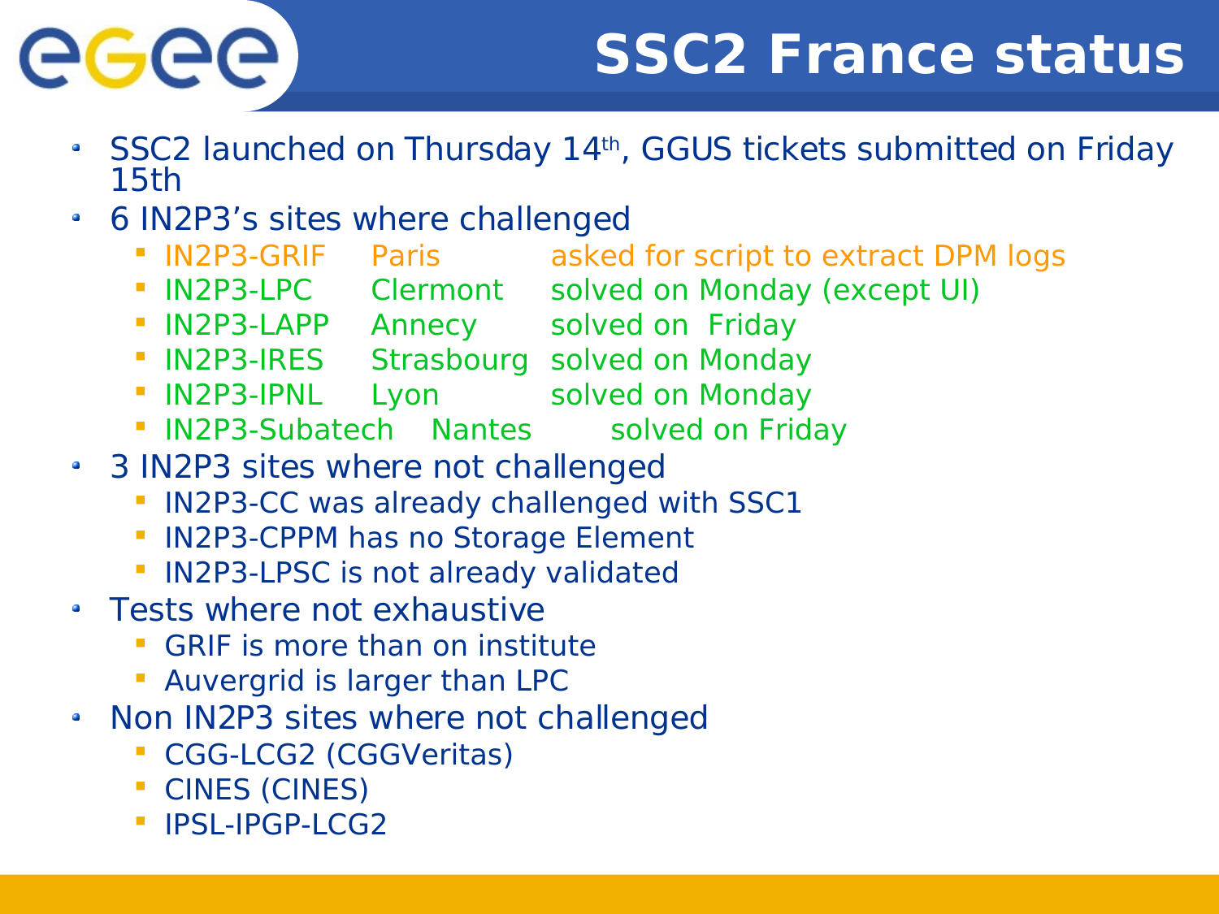# SSC2 France status

- SSC2 launched on Thursday 14th, GGUS tickets submitted on Friday 15th
- 6 IN2P3's sites where challenged
  - IN2P3-GRIF Paris asked for script to extract DPM logs
  - IN2P3-LPC Clermont solved on Monday (except UI)
  - IN2P3-LAPP Annecy solved on Friday
  - IN2P3-IRES Strasbourg solved on Monday
  - IN2P3-IPNL Lyon solved on Monday
  - IN2P3-Subatech Nantes solved on Friday
- 3 IN2P3 sites where not challenged
  - IN2P3-CC was already challenged with SSC1
  - IN2P3-CPPM has no Storage Element
  - IN2P3-LPSC is not already validated
- Tests where not exhaustive
  - GRIF is more than on institute
  - Auvergrid is larger than LPC
- Non IN2P3 sites where not challenged
  - CGG-LCG2 (CGGVeritas)
  - CINES (CINES)
  - IPSL-IPGP-LCG2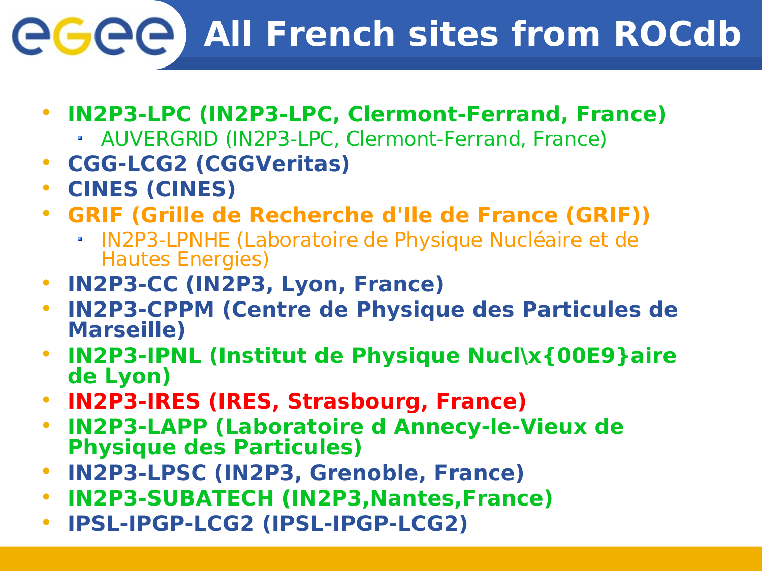# All French sites from ROCdb

- **IN2P3-LPC (IN2P3-LPC, Clermont-Ferrand, France)**
  - AUVERGRID (IN2P3-LPC, Clermont-Ferrand, France)
- **CGG-LCG2 (CGGVeritas)**
- **CINES (CINES)**
- **GRIF (Grille de Recherche d'Ile de France (GRIF))**
  - IN2P3-LPNHE (Laboratoire de Physique Nucléaire et de Hautes Energies)
- **IN2P3-CC (IN2P3, Lyon, France)**
- **IN2P3-CPPM (Centre de Physique des Particules de Marseille)**
- **IN2P3-IPNL (Institut de Physique Nucl\x{00E9}aire de Lyon)**
- **IN2P3-IRES (IRES, Strasbourg, France)**
- **IN2P3-LAPP (Laboratoire d Annecy-le-Vieux de Physique des Particules)**
- **IN2P3-LPSC (IN2P3, Grenoble, France)**
- **IN2P3-SUBATECH (IN2P3,Nantes,France)**
- **IPSL-IPGP-LCG2 (IPSL-IPGP-LCG2)**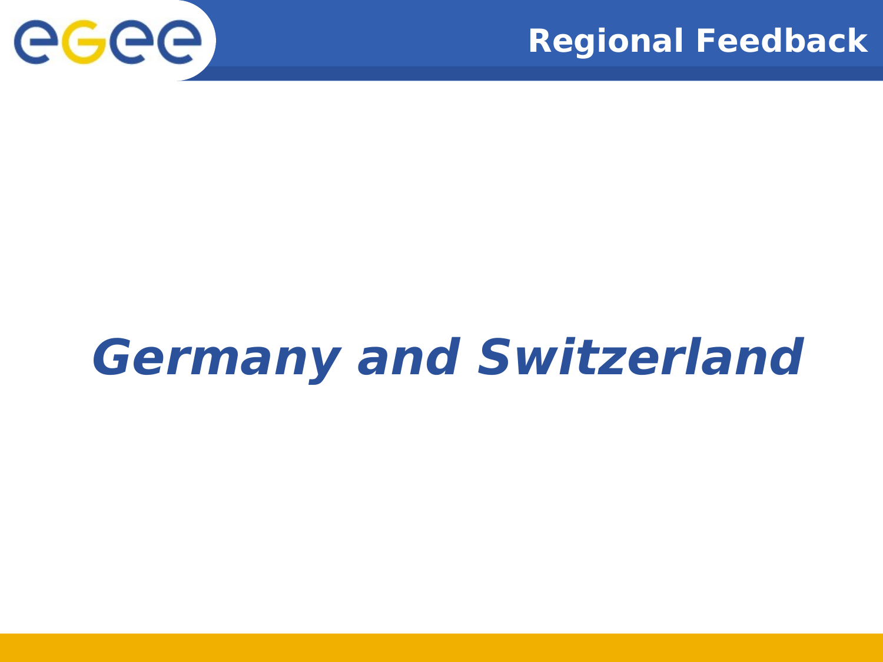# *Germany and Switzerland*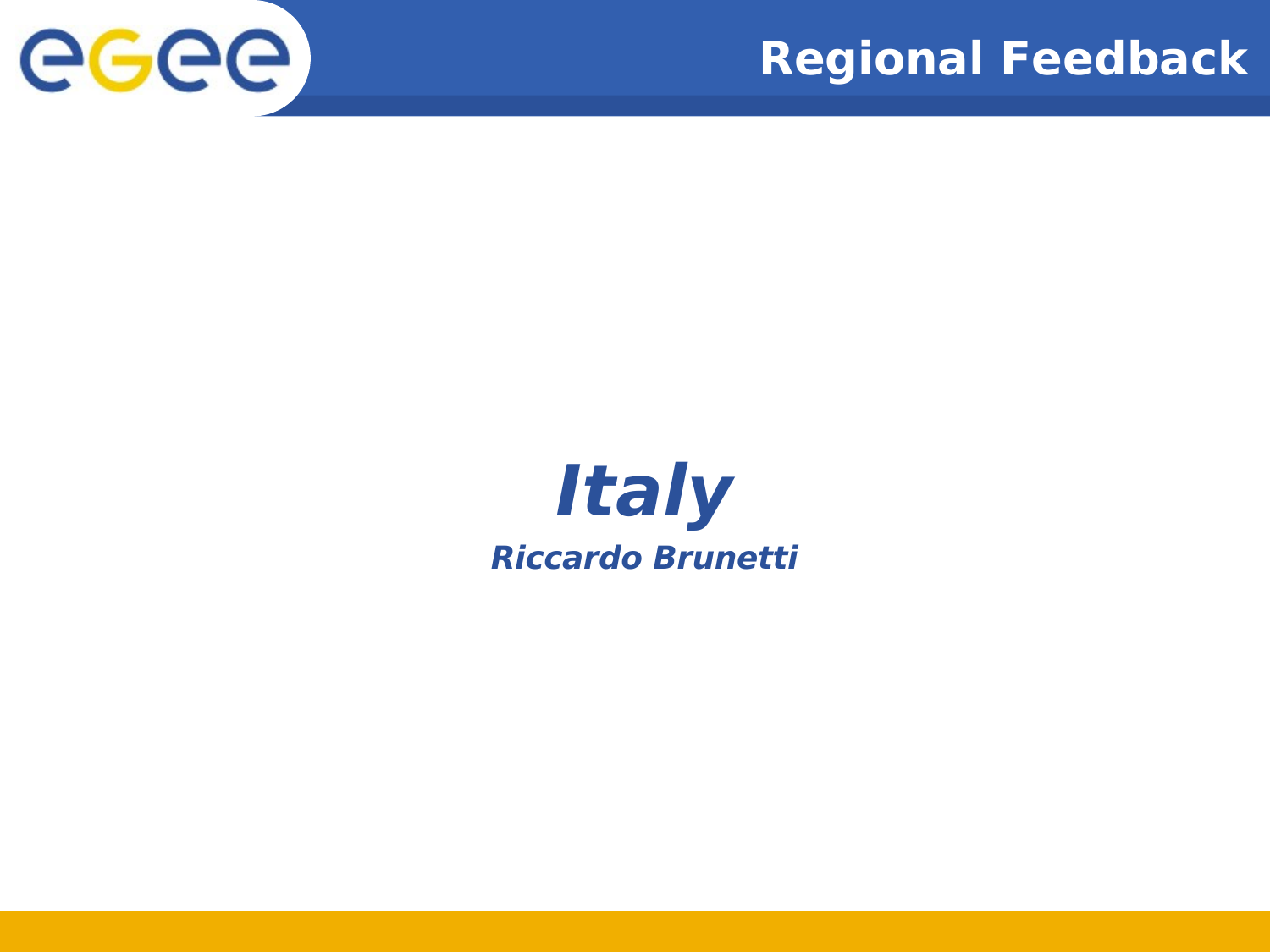# Italy

*Riccardo Brunetti*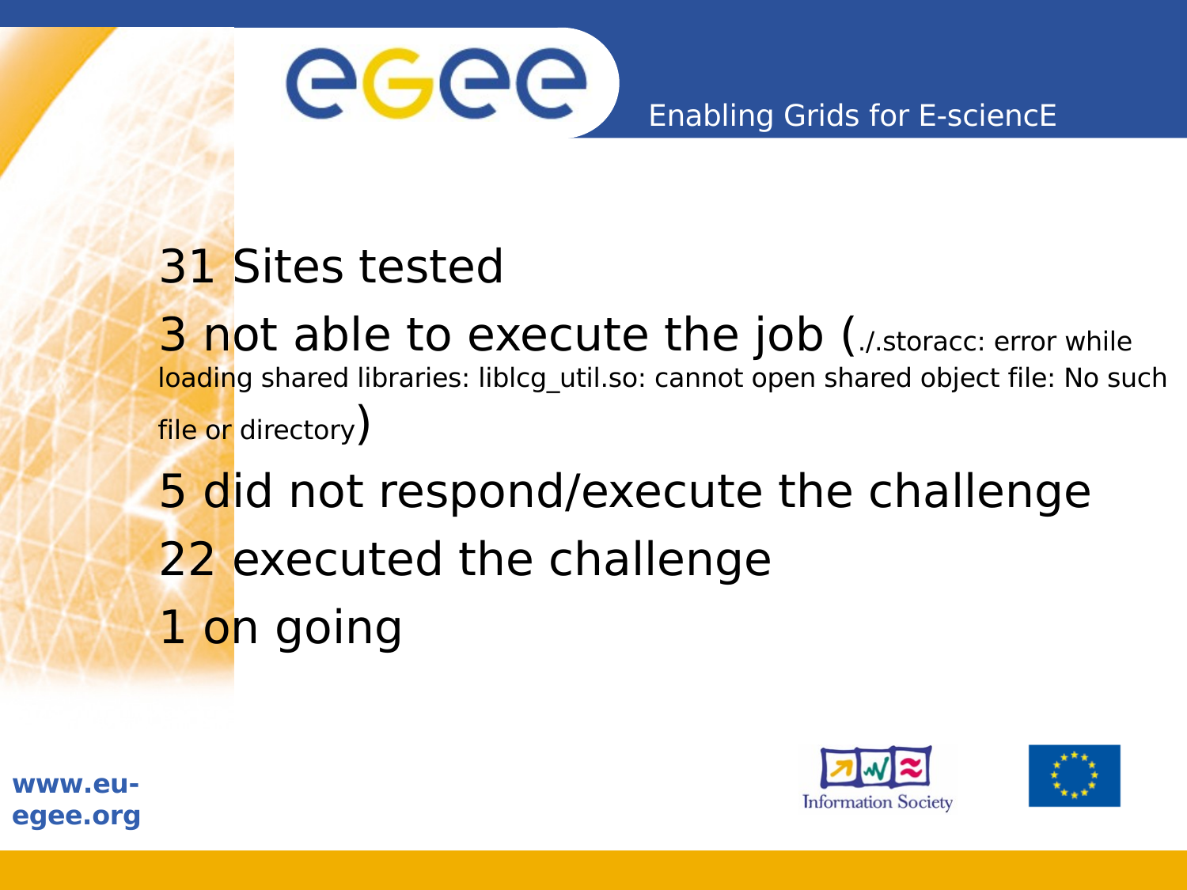31 Sites tested

3 not able to execute the job (./.storacc: error while loading shared libraries: liblcg_util.so: cannot open shared object file: No such file or directory)

5 did not respond/execute the challenge

22 executed the challenge

1 on going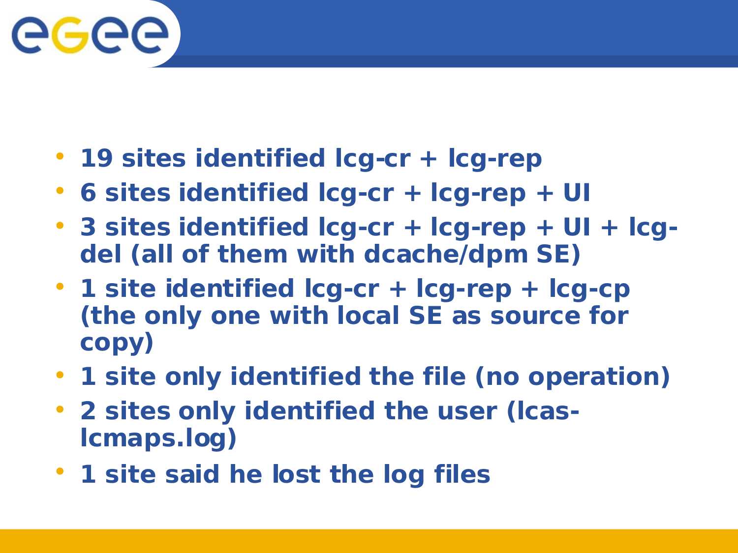- **19 sites identified lcg-cr + lcg-rep**
- **6 sites identified lcg-cr + lcg-rep + UI**
- **3 sites identified lcg-cr + lcg-rep + UI + lcg-del (all of them with dcache/dpm SE)**
- **1 site identified lcg-cr + lcg-rep + lcg-cp (the only one with local SE as source for copy)**
- **1 site only identified the file (no operation)**
- **2 sites only identified the user (lcas-lcmaps.log)**
- **1 site said he lost the log files**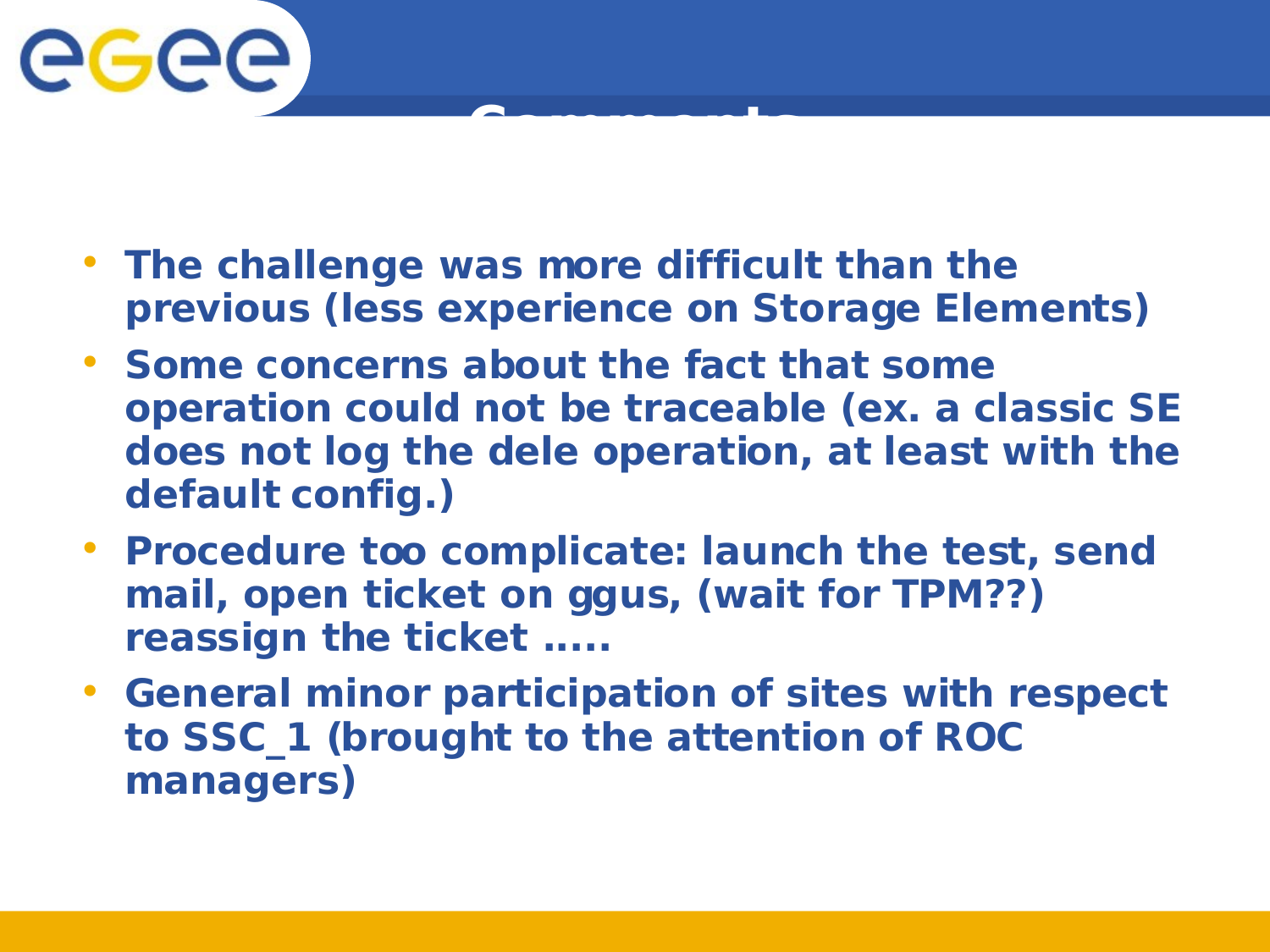# Comments

- The challenge was more difficult than the previous (less experience on Storage Elements)
- Some concerns about the fact that some operation could not be traceable (ex. a classic SE does not log the dele operation, at least with the default config.)
- Procedure too complicate: launch the test, send mail, open ticket on ggus, (wait for TPM??) reassign the ticket .....
- General minor participation of sites with respect to SSC_1 (brought to the attention of ROC managers)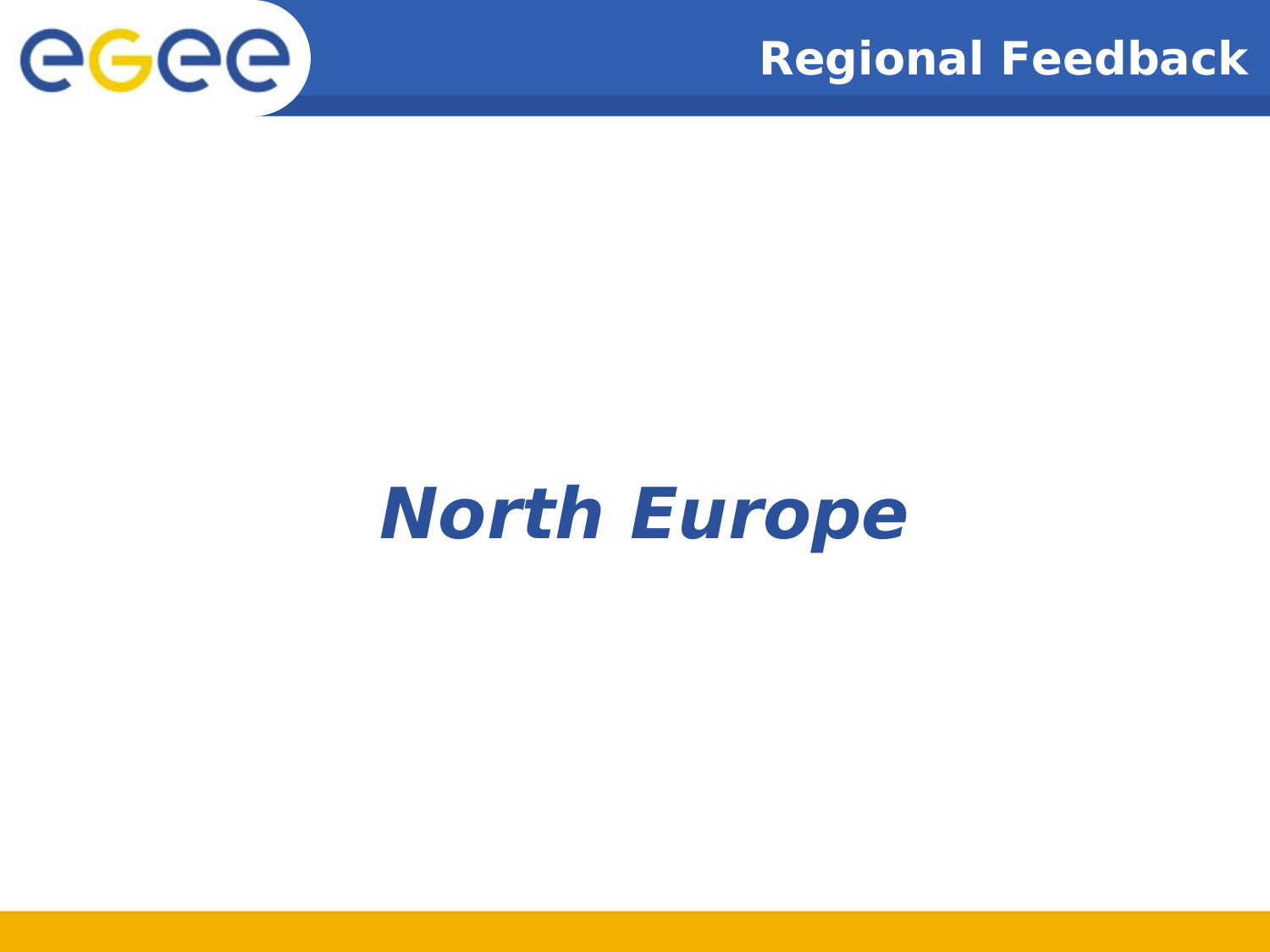# *North Europe*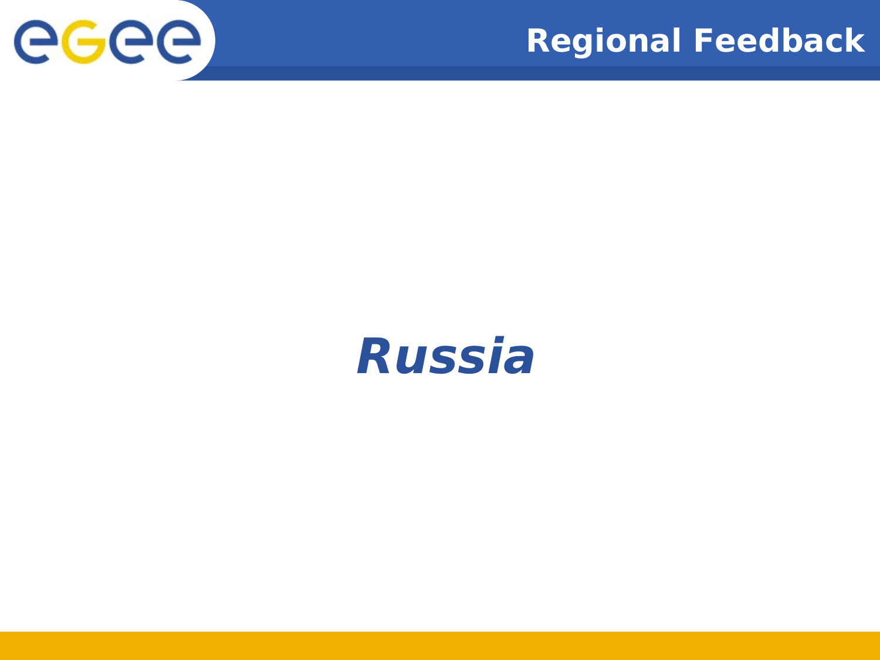# Regional Feedback

## *Russia*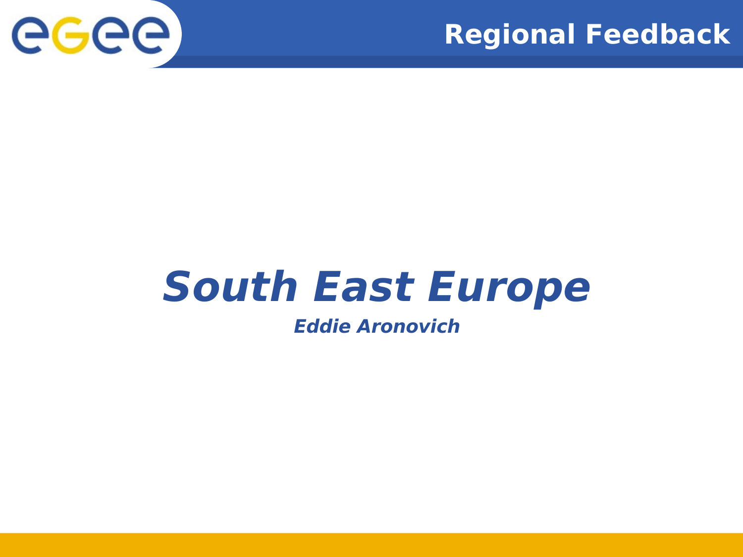## Regional Feedback

# *South East Europe*

***Eddie Aronovich***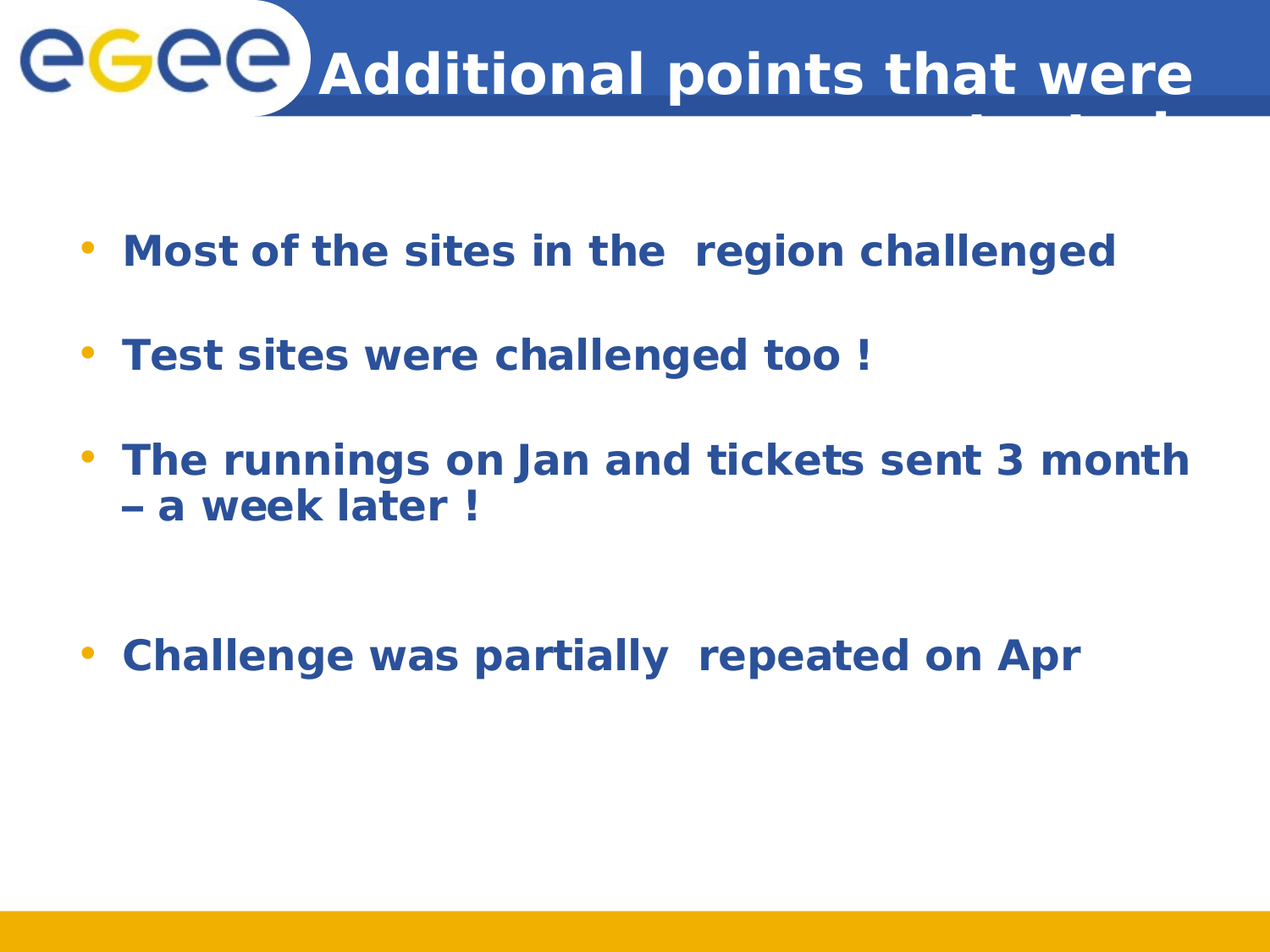# Additional points that were

- **Most of the sites in the region challenged**
- **Test sites were challenged too !**
- **The runnings on Jan and tickets sent 3 month – a week later !**
- **Challenge was partially repeated on Apr**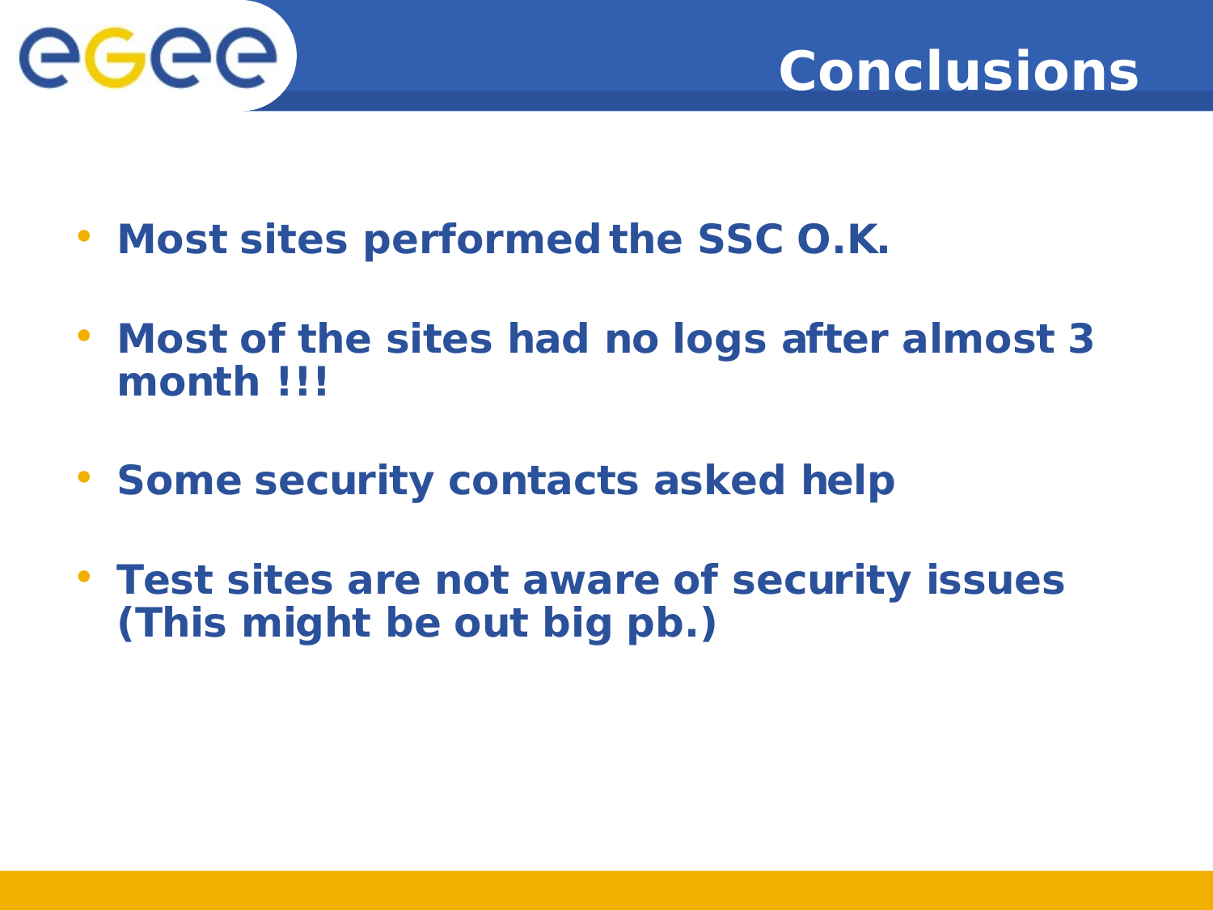# Conclusions

- **Most sites performed the SSC O.K.**
- **Most of the sites had no logs after almost 3 month !!!**
- **Some security contacts asked help**
- **Test sites are not aware of security issues (This might be out big pb.)**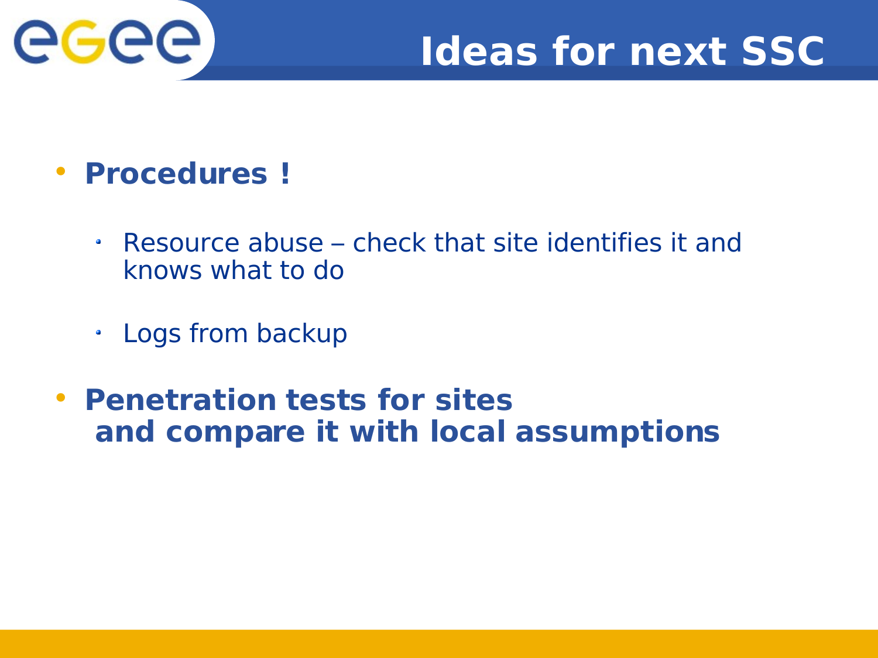# Ideas for next SSC

- **Procedures !**
  - Resource abuse – check that site identifies it and knows what to do
  - Logs from backup
- **Penetration tests for sites and compare it with local assumptions**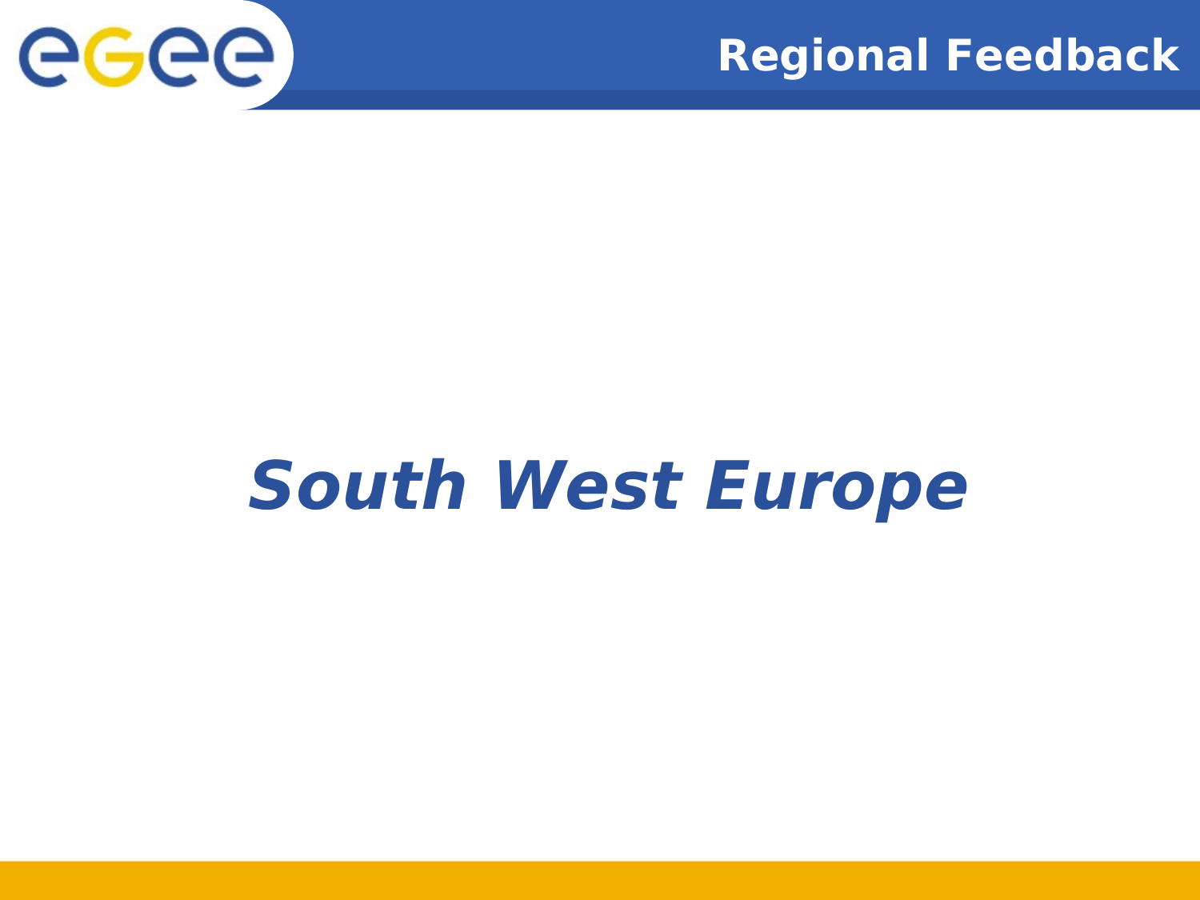# South West Europe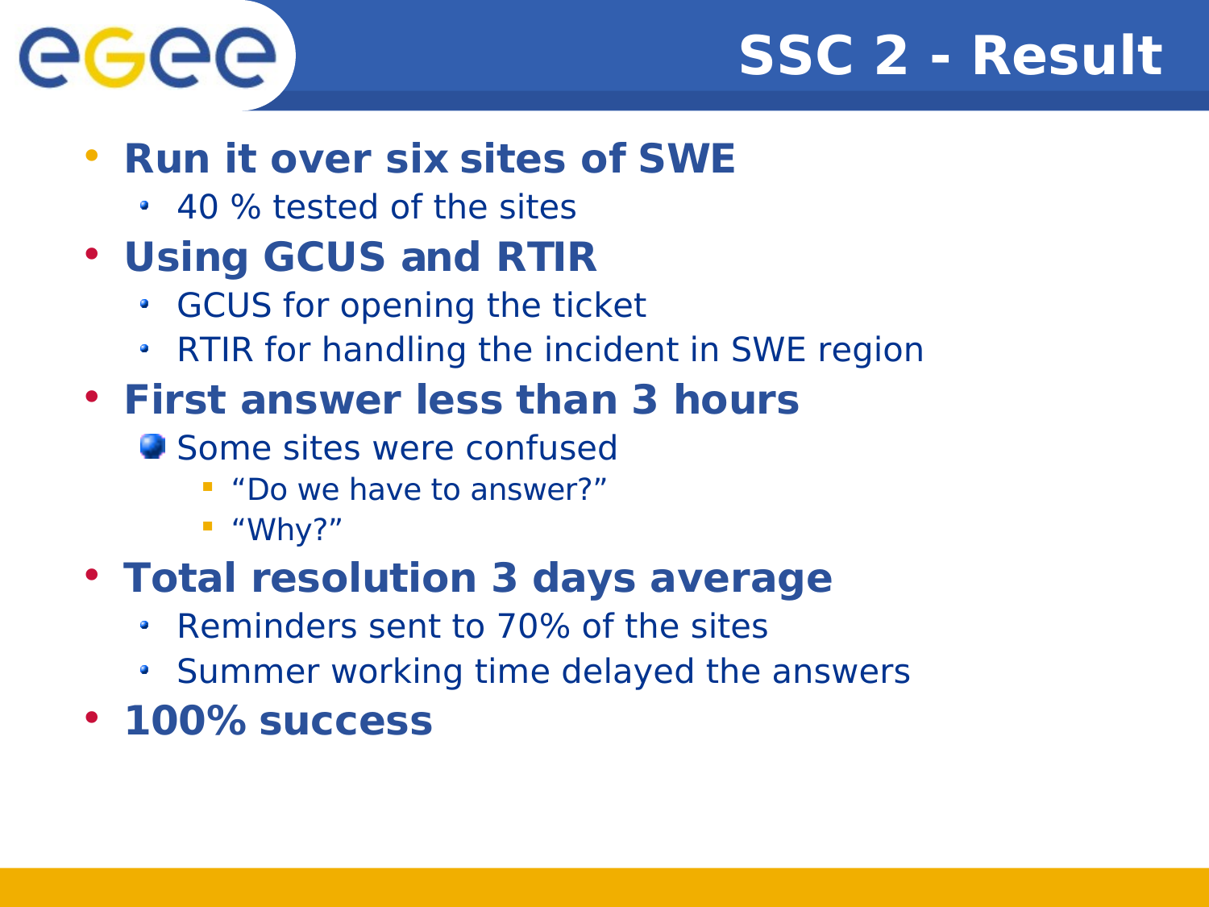# SSC 2 - Result

- **Run it over six sites of SWE**
  - 40 % tested of the sites
- **Using GCUS and RTIR**
  - GCUS for opening the ticket
  - RTIR for handling the incident in SWE region
- **First answer less than 3 hours**
  - Some sites were confused
    - “Do we have to answer?”
    - “Why?”
- **Total resolution 3 days average**
  - Reminders sent to 70% of the sites
  - Summer working time delayed the answers
- **100% success**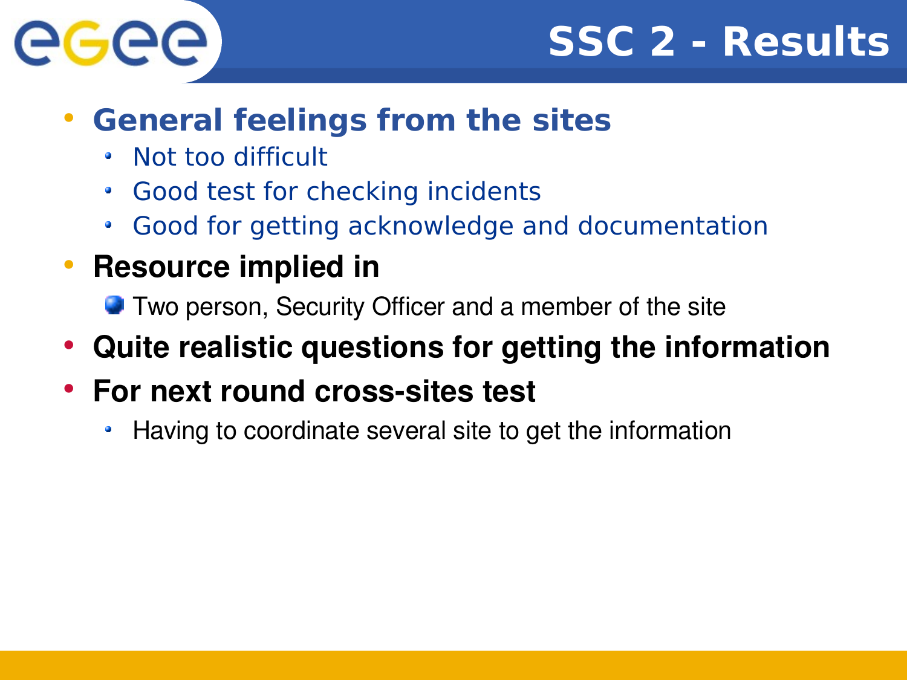# SSC 2 - Results

- **General feelings from the sites**
  - Not too difficult
  - Good test for checking incidents
  - Good for getting acknowledge and documentation
- **Resource implied in**
  - Two person, Security Officer and a member of the site
- **Quite realistic questions for getting the information**
- **For next round cross-sites test**
  - Having to coordinate several site to get the information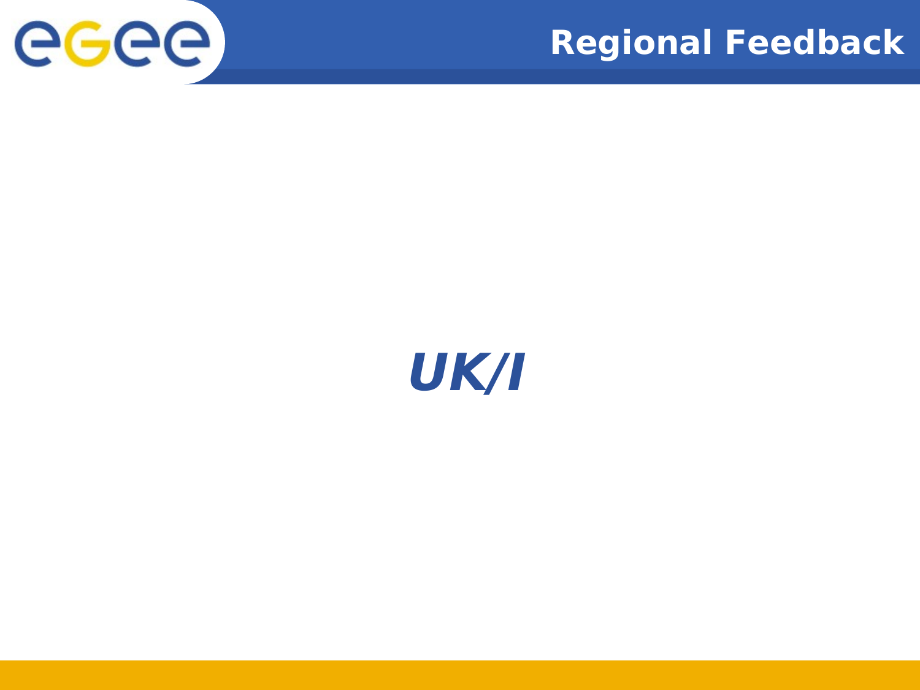# Regional Feedback

***UK/I***